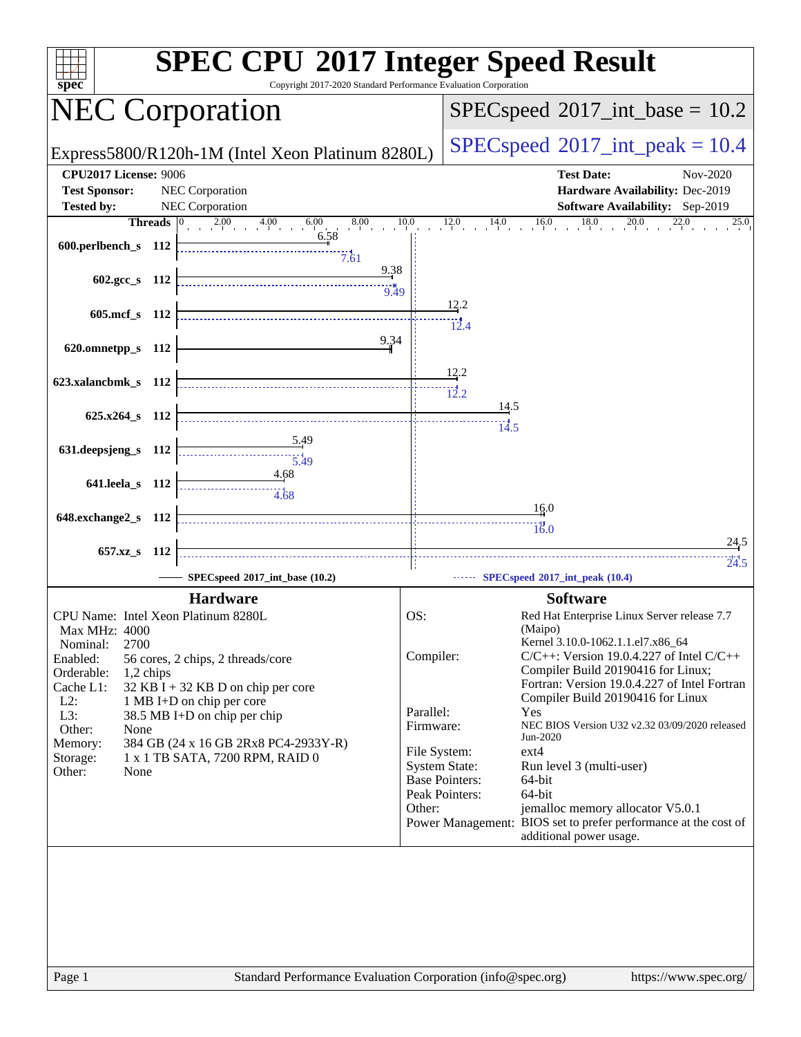# SPEC CPU 2017 Integer Speed Result

Copyright 2017-2020 Standard Performance Evaluation Corporation

## NEC Corporation

Express5800/R120h-1M (Intel Xeon Platinum 8280L)

SPECspeed 2017_int_base = 10.2

SPECspeed 2017_int_peak = 10.4

**CPU2017 License:** 9006
**Test Sponsor:** NEC Corporation
**Tested by:** NEC Corporation

**Test Date:** Nov-2020
**Hardware Availability:** Dec-2019
**Software Availability:** Sep-2019

| Benchmark | Threads | Base | Peak |
|---|---|---|---|
| 600.perlbench_s | 112 | 6.58 | 7.61 |
| 602.gcc_s | 112 | 9.38 | 9.49 |
| 605.mcf_s | 112 | 12.2 | 12.4 |
| 620.omnetpp_s | 112 | 9.34 | |
| 623.xalancbmk_s | 112 | 12.2 | 12.2 |
| 625.x264_s | 112 | 14.5 | 14.5 |
| 631.deepsjeng_s | 112 | 5.49 | 5.49 |
| 641.leela_s | 112 | 4.68 | 4.68 |
| 648.exchange2_s | 112 | 16.0 | 16.0 |
| 657.xz_s | 112 | 24.5 | 24.5 |

SPECspeed 2017_int_base (10.2) — SPECspeed 2017_int_peak (10.4)

### Hardware

- CPU Name: Intel Xeon Platinum 8280L
- Max MHz: 4000
- Nominal: 2700
- Enabled: 56 cores, 2 chips, 2 threads/core
- Orderable: 1,2 chips
- Cache L1: 32 KB I + 32 KB D on chip per core
- L2: 1 MB I+D on chip per core
- L3: 38.5 MB I+D on chip per chip
- Other: None
- Memory: 384 GB (24 x 16 GB 2Rx8 PC4-2933Y-R)
- Storage: 1 x 1 TB SATA, 7200 RPM, RAID 0
- Other: None

### Software

- OS: Red Hat Enterprise Linux Server release 7.7 (Maipo) Kernel 3.10.0-1062.1.1.el7.x86_64
- Compiler: C/C++: Version 19.0.4.227 of Intel C/C++ Compiler Build 20190416 for Linux; Fortran: Version 19.0.4.227 of Intel Fortran Compiler Build 20190416 for Linux
- Parallel: Yes
- Firmware: NEC BIOS Version U32 v2.32 03/09/2020 released Jun-2020
- File System: ext4
- System State: Run level 3 (multi-user)
- Base Pointers: 64-bit
- Peak Pointers: 64-bit
- Other: jemalloc memory allocator V5.0.1
- Power Management: BIOS set to prefer performance at the cost of additional power usage.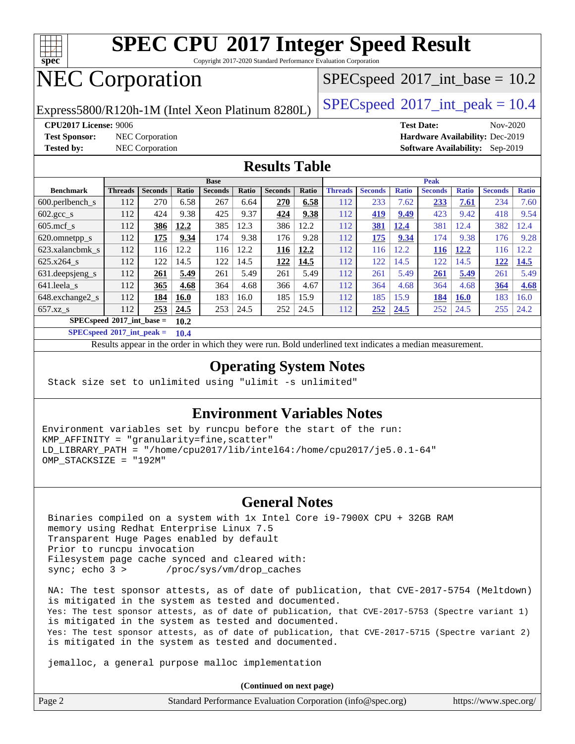# SPEC CPU 2017 Integer Speed Result

Copyright 2017-2020 Standard Performance Evaluation Corporation

# NEC Corporation

Express5800/R120h-1M (Intel Xeon Platinum 8280L)

SPECspeed 2017_int_base = 10.2

SPECspeed 2017_int_peak = 10.4

**CPU2017 License:** 9006
**Test Sponsor:** NEC Corporation
**Tested by:** NEC Corporation

**Test Date:** Nov-2020
**Hardware Availability:** Dec-2019
**Software Availability:** Sep-2019

## Results Table

| Benchmark | Base | | | | | | | Peak | | | | | | |
|---|---|---|---|---|---|---|---|---|---|---|---|---|---|---|
| | Threads | Seconds | Ratio | Seconds | Ratio | Seconds | Ratio | Threads | Seconds | Ratio | Seconds | Ratio | Seconds | Ratio |
| 600.perlbench_s | 112 | 270 | 6.58 | 267 | 6.64 | **270** | **6.58** | 112 | 233 | 7.62 | **233** | **7.61** | 234 | 7.60 |
| 602.gcc_s | 112 | 424 | 9.38 | 425 | 9.37 | **424** | **9.38** | 112 | **419** | **9.49** | 423 | 9.42 | 418 | 9.54 |
| 605.mcf_s | 112 | **386** | **12.2** | 385 | 12.3 | 386 | 12.2 | 112 | **381** | **12.4** | 381 | 12.4 | 382 | 12.4 |
| 620.omnetpp_s | 112 | **175** | **9.34** | 174 | 9.38 | 176 | 9.28 | 112 | **175** | **9.34** | 174 | 9.38 | 176 | 9.28 |
| 623.xalancbmk_s | 112 | 116 | 12.2 | 116 | 12.2 | **116** | **12.2** | 112 | 116 | 12.2 | **116** | **12.2** | 116 | 12.2 |
| 625.x264_s | 112 | 122 | 14.5 | 122 | 14.5 | **122** | **14.5** | 112 | 122 | 14.5 | 122 | 14.5 | **122** | **14.5** |
| 631.deepsjeng_s | 112 | **261** | **5.49** | 261 | 5.49 | 261 | 5.49 | 112 | 261 | 5.49 | **261** | **5.49** | 261 | 5.49 |
| 641.leela_s | 112 | **365** | **4.68** | 364 | 4.68 | 366 | 4.67 | 112 | 364 | 4.68 | 364 | 4.68 | **364** | **4.68** |
| 648.exchange2_s | 112 | **184** | **16.0** | 183 | 16.0 | 185 | 15.9 | 112 | 185 | 15.9 | **184** | **16.0** | 183 | 16.0 |
| 657.xz_s | 112 | **253** | **24.5** | 253 | 24.5 | 252 | 24.5 | 112 | **252** | **24.5** | 252 | 24.5 | 255 | 24.2 |

SPECspeed 2017_int_base = **10.2**

SPECspeed 2017_int_peak = **10.4**

Results appear in the order in which they were run. Bold underlined text indicates a median measurement.

## Operating System Notes

```
Stack size set to unlimited using "ulimit -s unlimited"
```

## Environment Variables Notes

```
Environment variables set by runcpu before the start of the run:
KMP_AFFINITY = "granularity=fine,scatter"
LD_LIBRARY_PATH = "/home/cpu2017/lib/intel64:/home/cpu2017/je5.0.1-64"
OMP_STACKSIZE = "192M"
```

## General Notes

```
Binaries compiled on a system with 1x Intel Core i9-7900X CPU + 32GB RAM
memory using Redhat Enterprise Linux 7.5
Transparent Huge Pages enabled by default
Prior to runcpu invocation
Filesystem page cache synced and cleared with:
sync; echo 3 >       /proc/sys/vm/drop_caches

NA: The test sponsor attests, as of date of publication, that CVE-2017-5754 (Meltdown)
is mitigated in the system as tested and documented.
Yes: The test sponsor attests, as of date of publication, that CVE-2017-5753 (Spectre variant 1)
is mitigated in the system as tested and documented.
Yes: The test sponsor attests, as of date of publication, that CVE-2017-5715 (Spectre variant 2)
is mitigated in the system as tested and documented.

jemalloc, a general purpose malloc implementation
```

**(Continued on next page)**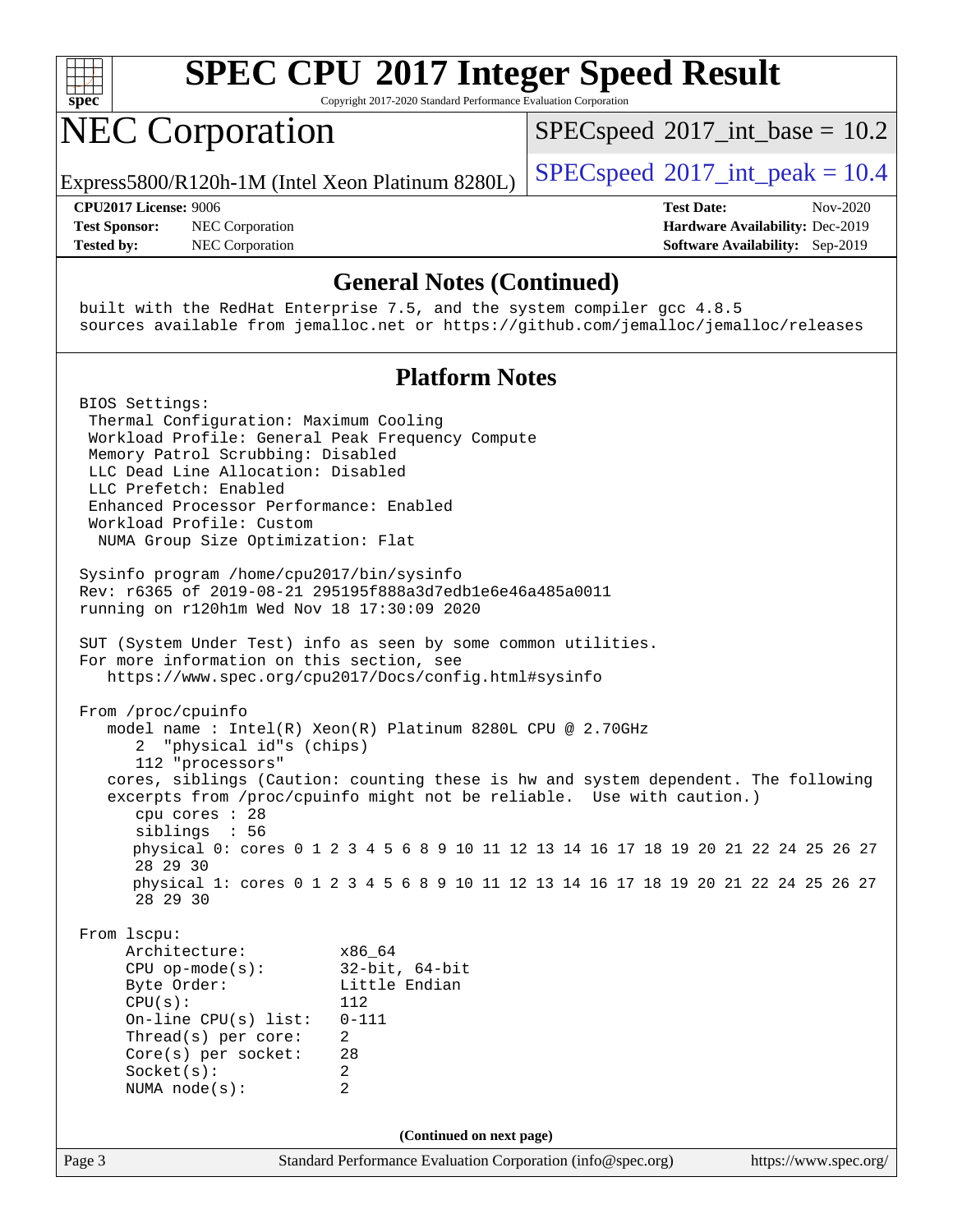# SPEC CPU 2017 Integer Speed Result

Copyright 2017-2020 Standard Performance Evaluation Corporation

## NEC Corporation

Express5800/R120h-1M (Intel Xeon Platinum 8280L)

SPECspeed 2017_int_base = 10.2

SPECspeed 2017_int_peak = 10.4

**CPU2017 License:** 9006
**Test Sponsor:** NEC Corporation
**Tested by:** NEC Corporation

**Test Date:** Nov-2020
**Hardware Availability:** Dec-2019
**Software Availability:** Sep-2019

### General Notes (Continued)

```
built with the RedHat Enterprise 7.5, and the system compiler gcc 4.8.5
sources available from jemalloc.net or https://github.com/jemalloc/jemalloc/releases
```

### Platform Notes

```
BIOS Settings:
 Thermal Configuration: Maximum Cooling
 Workload Profile: General Peak Frequency Compute
 Memory Patrol Scrubbing: Disabled
 LLC Dead Line Allocation: Disabled
 LLC Prefetch: Enabled
 Enhanced Processor Performance: Enabled
 Workload Profile: Custom
  NUMA Group Size Optimization: Flat

Sysinfo program /home/cpu2017/bin/sysinfo
Rev: r6365 of 2019-08-21 295195f888a3d7edb1e6e46a485a0011
running on r120h1m Wed Nov 18 17:30:09 2020

SUT (System Under Test) info as seen by some common utilities.
For more information on this section, see
   https://www.spec.org/cpu2017/Docs/config.html#sysinfo

From /proc/cpuinfo
   model name : Intel(R) Xeon(R) Platinum 8280L CPU @ 2.70GHz
      2  "physical id"s (chips)
      112 "processors"
   cores, siblings (Caution: counting these is hw and system dependent. The following
   excerpts from /proc/cpuinfo might not be reliable.  Use with caution.)
      cpu cores : 28
      siblings  : 56
      physical 0: cores 0 1 2 3 4 5 6 8 9 10 11 12 13 14 16 17 18 19 20 21 22 24 25 26 27
      28 29 30
      physical 1: cores 0 1 2 3 4 5 6 8 9 10 11 12 13 14 16 17 18 19 20 21 22 24 25 26 27
      28 29 30

From lscpu:
     Architecture:          x86_64
     CPU op-mode(s):        32-bit, 64-bit
     Byte Order:            Little Endian
     CPU(s):                112
     On-line CPU(s) list:   0-111
     Thread(s) per core:    2
     Core(s) per socket:    28
     Socket(s):             2
     NUMA node(s):          2
```

(Continued on next page)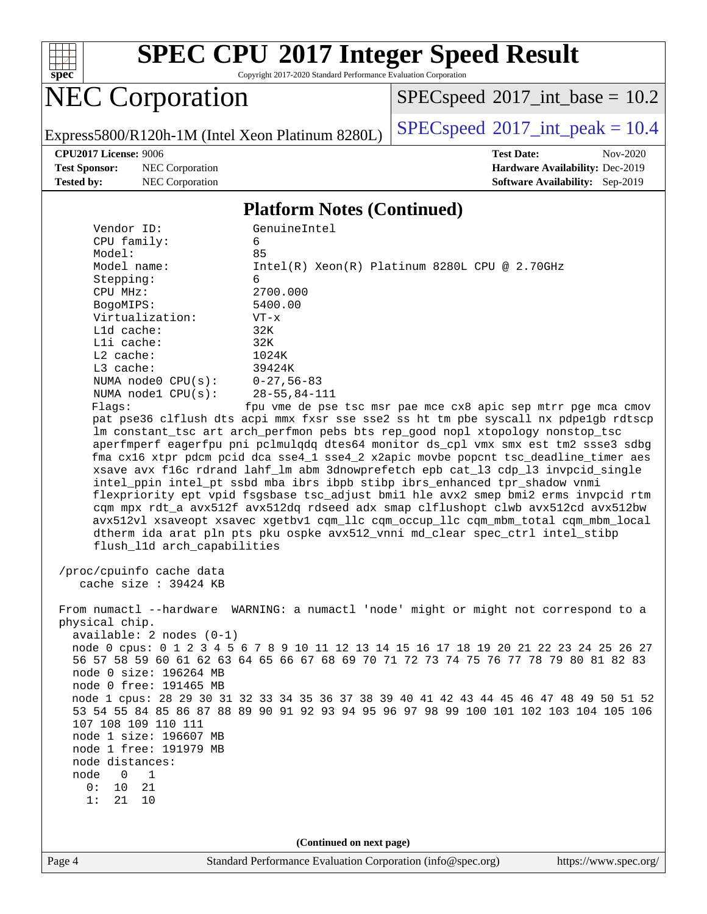# SPEC CPU 2017 Integer Speed Result

Copyright 2017-2020 Standard Performance Evaluation Corporation

## NEC Corporation

Express5800/R120h-1M (Intel Xeon Platinum 8280L)

SPECspeed 2017_int_base = 10.2

SPECspeed 2017_int_peak = 10.4

**CPU2017 License:** 9006
**Test Sponsor:** NEC Corporation
**Tested by:** NEC Corporation

**Test Date:** Nov-2020
**Hardware Availability:** Dec-2019
**Software Availability:** Sep-2019

### Platform Notes (Continued)

```
     Vendor ID:             GenuineIntel
     CPU family:            6
     Model:                 85
     Model name:            Intel(R) Xeon(R) Platinum 8280L CPU @ 2.70GHz
     Stepping:              6
     CPU MHz:               2700.000
     BogoMIPS:              5400.00
     Virtualization:        VT-x
     L1d cache:             32K
     L1i cache:             32K
     L2 cache:              1024K
     L3 cache:              39424K
     NUMA node0 CPU(s):     0-27,56-83
     NUMA node1 CPU(s):     28-55,84-111
     Flags:                 fpu vme de pse tsc msr pae mce cx8 apic sep mtrr pge mca cmov
     pat pse36 clflush dts acpi mmx fxsr sse sse2 ss ht tm pbe syscall nx pdpe1gb rdtscp
     lm constant_tsc art arch_perfmon pebs bts rep_good nopl xtopology nonstop_tsc
     aperfmperf eagerfpu pni pclmulqdq dtes64 monitor ds_cpl vmx smx est tm2 ssse3 sdbg
     fma cx16 xtpr pdcm pcid dca sse4_1 sse4_2 x2apic movbe popcnt tsc_deadline_timer aes
     xsave avx f16c rdrand lahf_lm abm 3dnowprefetch epb cat_l3 cdp_l3 invpcid_single
     intel_ppin intel_pt ssbd mba ibrs ibpb stibp ibrs_enhanced tpr_shadow vnmi
     flexpriority ept vpid fsgsbase tsc_adjust bmi1 hle avx2 smep bmi2 erms invpcid rtm
     cqm mpx rdt_a avx512f avx512dq rdseed adx smap clflushopt clwb avx512cd avx512bw
     avx512vl xsaveopt xsavec xgetbv1 cqm_llc cqm_occup_llc cqm_mbm_total cqm_mbm_local
     dtherm ida arat pln pts pku ospke avx512_vnni md_clear spec_ctrl intel_stibp
     flush_l1d arch_capabilities

 /proc/cpuinfo cache data
    cache size : 39424 KB

 From numactl --hardware  WARNING: a numactl 'node' might or might not correspond to a
 physical chip.
   available: 2 nodes (0-1)
   node 0 cpus: 0 1 2 3 4 5 6 7 8 9 10 11 12 13 14 15 16 17 18 19 20 21 22 23 24 25 26 27
   56 57 58 59 60 61 62 63 64 65 66 67 68 69 70 71 72 73 74 75 76 77 78 79 80 81 82 83
   node 0 size: 196264 MB
   node 0 free: 191465 MB
   node 1 cpus: 28 29 30 31 32 33 34 35 36 37 38 39 40 41 42 43 44 45 46 47 48 49 50 51 52
   53 54 55 84 85 86 87 88 89 90 91 92 93 94 95 96 97 98 99 100 101 102 103 104 105 106
   107 108 109 110 111
   node 1 size: 196607 MB
   node 1 free: 191979 MB
   node distances:
   node   0   1
     0:  10  21
     1:  21  10
```

(Continued on next page)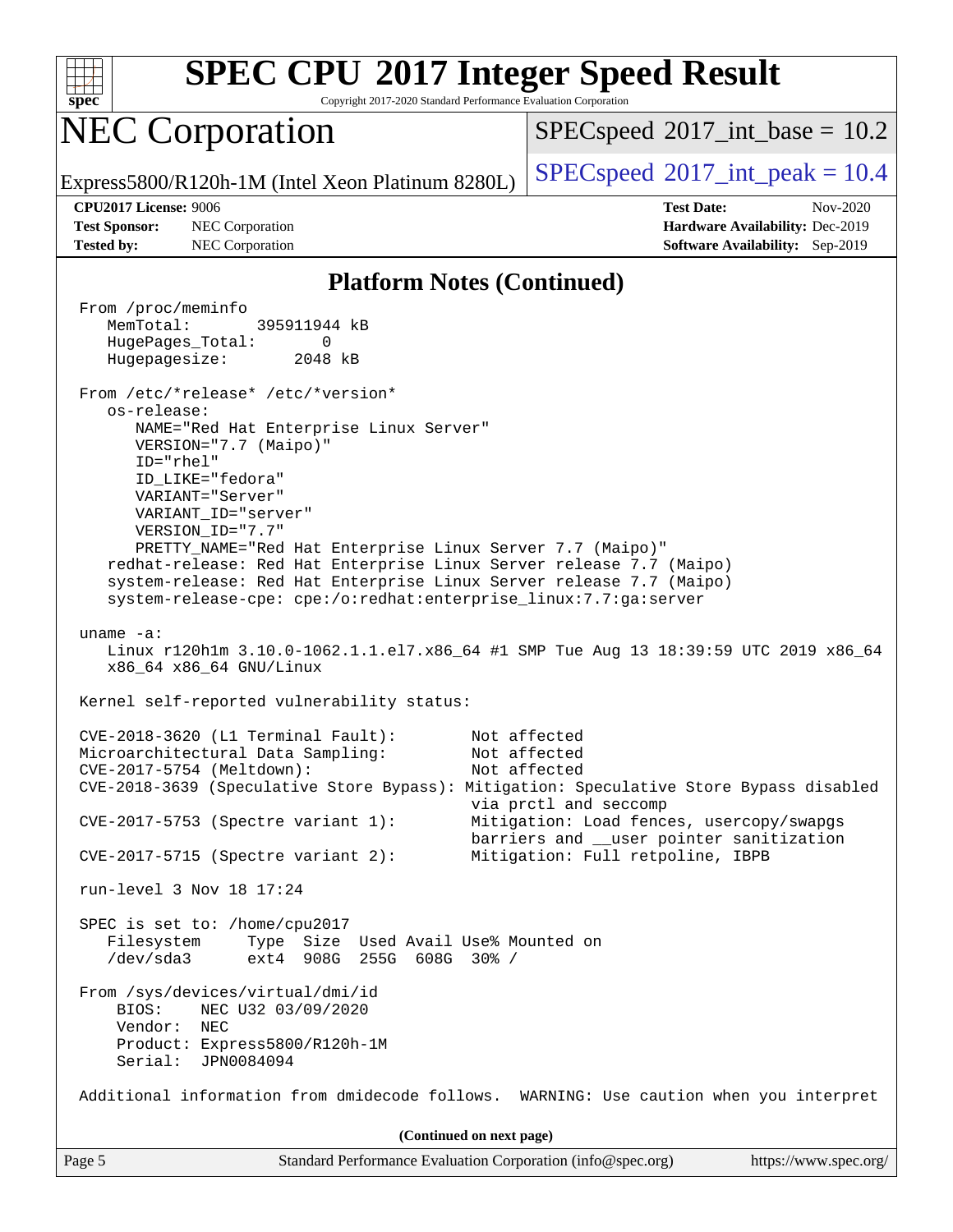## Platform Notes (Continued)

```
From /proc/meminfo
   MemTotal:       395911944 kB
   HugePages_Total:       0
   Hugepagesize:       2048 kB

From /etc/*release* /etc/*version*
   os-release:
      NAME="Red Hat Enterprise Linux Server"
      VERSION="7.7 (Maipo)"
      ID="rhel"
      ID_LIKE="fedora"
      VARIANT="Server"
      VARIANT_ID="server"
      VERSION_ID="7.7"
      PRETTY_NAME="Red Hat Enterprise Linux Server 7.7 (Maipo)"
   redhat-release: Red Hat Enterprise Linux Server release 7.7 (Maipo)
   system-release: Red Hat Enterprise Linux Server release 7.7 (Maipo)
   system-release-cpe: cpe:/o:redhat:enterprise_linux:7.7:ga:server

uname -a:
   Linux r120h1m 3.10.0-1062.1.1.el7.x86_64 #1 SMP Tue Aug 13 18:39:59 UTC 2019 x86_64
   x86_64 x86_64 GNU/Linux

Kernel self-reported vulnerability status:

CVE-2018-3620 (L1 Terminal Fault):         Not affected
Microarchitectural Data Sampling:          Not affected
CVE-2017-5754 (Meltdown):                  Not affected
CVE-2018-3639 (Speculative Store Bypass): Mitigation: Speculative Store Bypass disabled
                                           via prctl and seccomp
CVE-2017-5753 (Spectre variant 1):         Mitigation: Load fences, usercopy/swapgs
                                           barriers and __user pointer sanitization
CVE-2017-5715 (Spectre variant 2):         Mitigation: Full retpoline, IBPB

run-level 3 Nov 18 17:24

SPEC is set to: /home/cpu2017
   Filesystem     Type  Size  Used Avail Use% Mounted on
   /dev/sda3      ext4  908G  255G  608G  30% /

From /sys/devices/virtual/dmi/id
    BIOS:    NEC U32 03/09/2020
    Vendor:  NEC
    Product: Express5800/R120h-1M
    Serial:  JPN0084094

Additional information from dmidecode follows.  WARNING: Use caution when you interpret
```

(Continued on next page)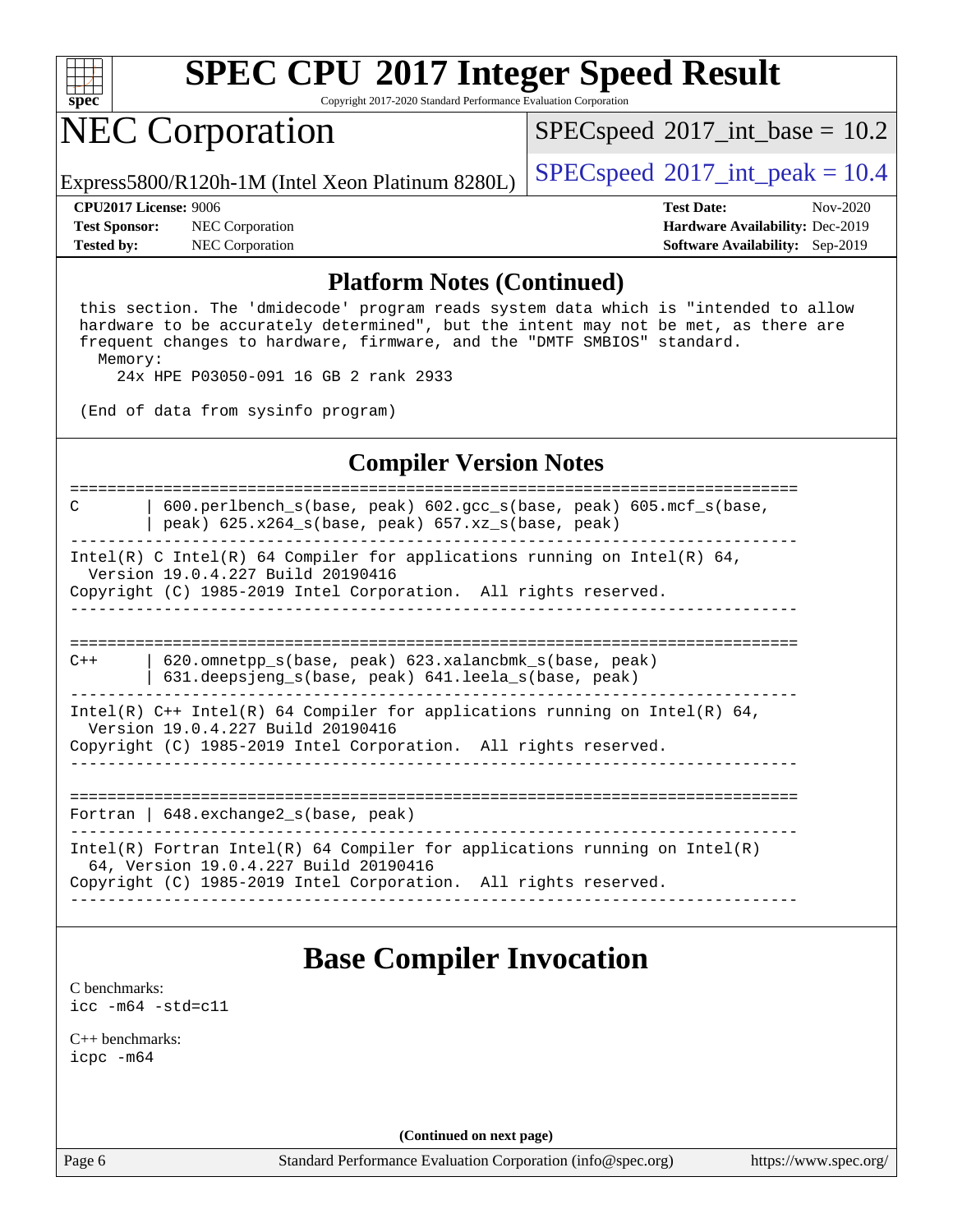## Platform Notes (Continued)

```
 this section. The 'dmidecode' program reads system data which is "intended to allow
 hardware to be accurately determined", but the intent may not be met, as there are
 frequent changes to hardware, firmware, and the "DMTF SMBIOS" standard.
   Memory:
     24x HPE P03050-091 16 GB 2 rank 2933

 (End of data from sysinfo program)
```

## Compiler Version Notes

```
==============================================================================
C       | 600.perlbench_s(base, peak) 602.gcc_s(base, peak) 605.mcf_s(base,
        | peak) 625.x264_s(base, peak) 657.xz_s(base, peak)
------------------------------------------------------------------------------
Intel(R) C Intel(R) 64 Compiler for applications running on Intel(R) 64,
  Version 19.0.4.227 Build 20190416
Copyright (C) 1985-2019 Intel Corporation.  All rights reserved.
------------------------------------------------------------------------------

==============================================================================
C++     | 620.omnetpp_s(base, peak) 623.xalancbmk_s(base, peak)
        | 631.deepsjeng_s(base, peak) 641.leela_s(base, peak)
------------------------------------------------------------------------------
Intel(R) C++ Intel(R) 64 Compiler for applications running on Intel(R) 64,
  Version 19.0.4.227 Build 20190416
Copyright (C) 1985-2019 Intel Corporation.  All rights reserved.
------------------------------------------------------------------------------

==============================================================================
Fortran | 648.exchange2_s(base, peak)
------------------------------------------------------------------------------
Intel(R) Fortran Intel(R) 64 Compiler for applications running on Intel(R)
  64, Version 19.0.4.227 Build 20190416
Copyright (C) 1985-2019 Intel Corporation.  All rights reserved.
------------------------------------------------------------------------------
```

## Base Compiler Invocation

C benchmarks:
icc -m64 -std=c11

C++ benchmarks:
icpc -m64

(Continued on next page)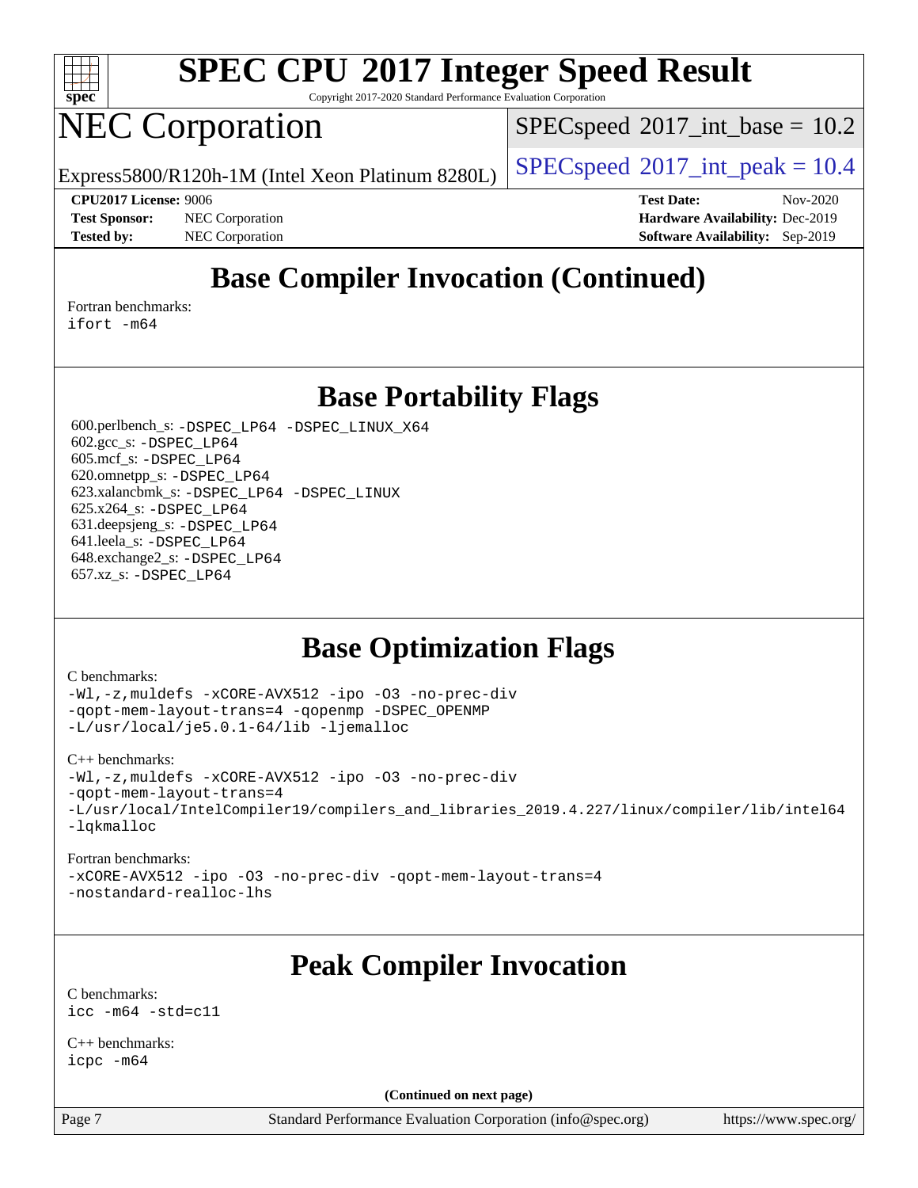## Base Compiler Invocation (Continued)

Fortran benchmarks:
ifort -m64

## Base Portability Flags

600.perlbench_s: -DSPEC_LP64 -DSPEC_LINUX_X64
602.gcc_s: -DSPEC_LP64
605.mcf_s: -DSPEC_LP64
620.omnetpp_s: -DSPEC_LP64
623.xalancbmk_s: -DSPEC_LP64 -DSPEC_LINUX
625.x264_s: -DSPEC_LP64
631.deepsjeng_s: -DSPEC_LP64
641.leela_s: -DSPEC_LP64
648.exchange2_s: -DSPEC_LP64
657.xz_s: -DSPEC_LP64

## Base Optimization Flags

C benchmarks:
-Wl,-z,muldefs -xCORE-AVX512 -ipo -O3 -no-prec-div
-qopt-mem-layout-trans=4 -qopenmp -DSPEC_OPENMP
-L/usr/local/je5.0.1-64/lib -ljemalloc

C++ benchmarks:
-Wl,-z,muldefs -xCORE-AVX512 -ipo -O3 -no-prec-div
-qopt-mem-layout-trans=4
-L/usr/local/IntelCompiler19/compilers_and_libraries_2019.4.227/linux/compiler/lib/intel64
-lqkmalloc

Fortran benchmarks:
-xCORE-AVX512 -ipo -O3 -no-prec-div -qopt-mem-layout-trans=4
-nostandard-realloc-lhs

## Peak Compiler Invocation

C benchmarks:
icc -m64 -std=c11

C++ benchmarks:
icpc -m64

(Continued on next page)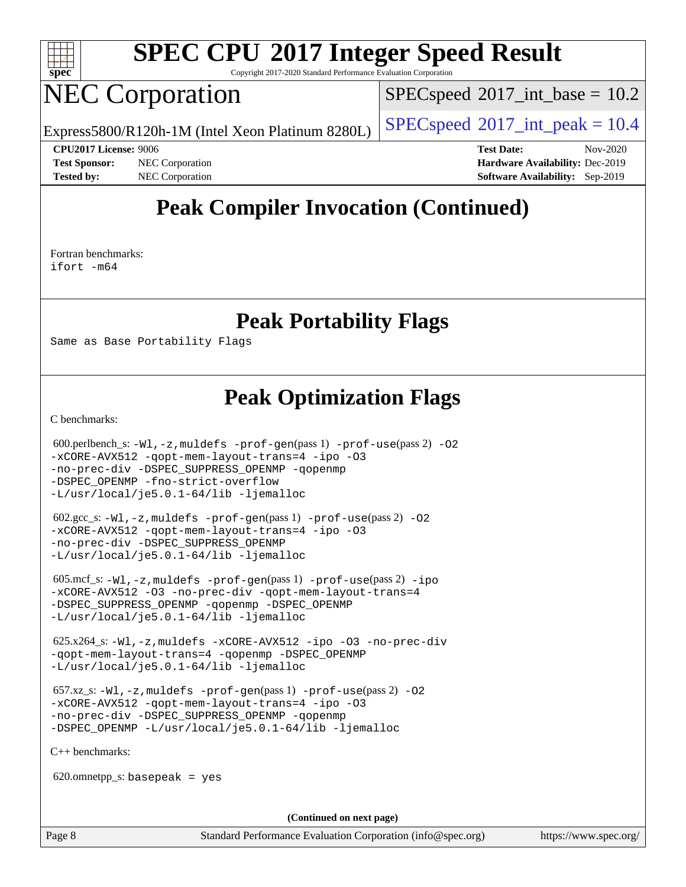# Peak Compiler Invocation (Continued)

Fortran benchmarks:
ifort -m64

# Peak Portability Flags

Same as Base Portability Flags

# Peak Optimization Flags

C benchmarks:

600.perlbench_s: -Wl,-z,muldefs -prof-gen(pass 1) -prof-use(pass 2) -O2 -xCORE-AVX512 -qopt-mem-layout-trans=4 -ipo -O3 -no-prec-div -DSPEC_SUPPRESS_OPENMP -qopenmp -DSPEC_OPENMP -fno-strict-overflow -L/usr/local/je5.0.1-64/lib -ljemalloc

602.gcc_s: -Wl,-z,muldefs -prof-gen(pass 1) -prof-use(pass 2) -O2 -xCORE-AVX512 -qopt-mem-layout-trans=4 -ipo -O3 -no-prec-div -DSPEC_SUPPRESS_OPENMP -L/usr/local/je5.0.1-64/lib -ljemalloc

605.mcf_s: -Wl,-z,muldefs -prof-gen(pass 1) -prof-use(pass 2) -ipo -xCORE-AVX512 -O3 -no-prec-div -qopt-mem-layout-trans=4 -DSPEC_SUPPRESS_OPENMP -qopenmp -DSPEC_OPENMP -L/usr/local/je5.0.1-64/lib -ljemalloc

625.x264_s: -Wl,-z,muldefs -xCORE-AVX512 -ipo -O3 -no-prec-div -qopt-mem-layout-trans=4 -qopenmp -DSPEC_OPENMP -L/usr/local/je5.0.1-64/lib -ljemalloc

657.xz_s: -Wl,-z,muldefs -prof-gen(pass 1) -prof-use(pass 2) -O2 -xCORE-AVX512 -qopt-mem-layout-trans=4 -ipo -O3 -no-prec-div -DSPEC_SUPPRESS_OPENMP -qopenmp -DSPEC_OPENMP -L/usr/local/je5.0.1-64/lib -ljemalloc

C++ benchmarks:

620.omnetpp_s: basepeak = yes

(Continued on next page)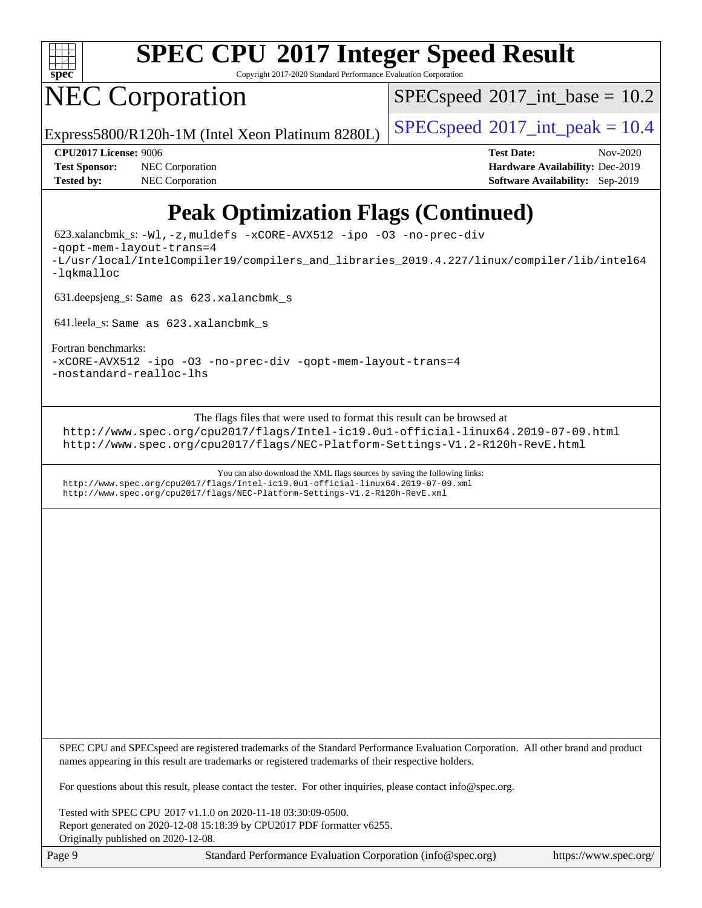# Peak Optimization Flags (Continued)

623.xalancbmk_s: `-Wl,-z,muldefs -xCORE-AVX512 -ipo -O3 -no-prec-div -qopt-mem-layout-trans=4 -L/usr/local/IntelCompiler19/compilers_and_libraries_2019.4.227/linux/compiler/lib/intel64 -lqkmalloc`

631.deepsjeng_s: `Same as 623.xalancbmk_s`

641.leela_s: `Same as 623.xalancbmk_s`

Fortran benchmarks:
`-xCORE-AVX512 -ipo -O3 -no-prec-div -qopt-mem-layout-trans=4 -nostandard-realloc-lhs`

The flags files that were used to format this result can be browsed at
http://www.spec.org/cpu2017/flags/Intel-ic19.0u1-official-linux64.2019-07-09.html
http://www.spec.org/cpu2017/flags/NEC-Platform-Settings-V1.2-R120h-RevE.html

You can also download the XML flags sources by saving the following links:
http://www.spec.org/cpu2017/flags/Intel-ic19.0u1-official-linux64.2019-07-09.xml
http://www.spec.org/cpu2017/flags/NEC-Platform-Settings-V1.2-R120h-RevE.xml

SPEC CPU and SPECspeed are registered trademarks of the Standard Performance Evaluation Corporation. All other brand and product names appearing in this result are trademarks or registered trademarks of their respective holders.

For questions about this result, please contact the tester. For other inquiries, please contact info@spec.org.

Tested with SPEC CPU 2017 v1.1.0 on 2020-11-18 03:30:09-0500.
Report generated on 2020-12-08 15:18:39 by CPU2017 PDF formatter v6255.
Originally published on 2020-12-08.